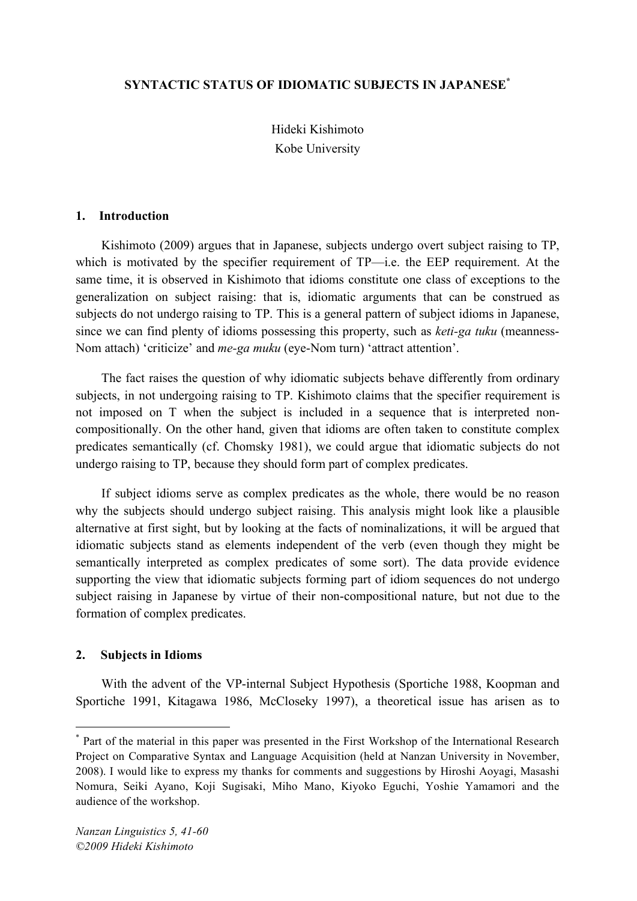# SYNTACTIC STATUS OF IDIOMATIC SUBJECTS IN JAPANESE[*]

Hideki Kishimoto
Kobe University

## 1. Introduction

Kishimoto (2009) argues that in Japanese, subjects undergo overt subject raising to TP, which is motivated by the specifier requirement of TP—i.e. the EEP requirement. At the same time, it is observed in Kishimoto that idioms constitute one class of exceptions to the generalization on subject raising: that is, idiomatic arguments that can be construed as subjects do not undergo raising to TP. This is a general pattern of subject idioms in Japanese, since we can find plenty of idioms possessing this property, such as *keti-ga tuku* (meanness-Nom attach) 'criticize' and *me-ga muku* (eye-Nom turn) 'attract attention'.

The fact raises the question of why idiomatic subjects behave differently from ordinary subjects, in not undergoing raising to TP. Kishimoto claims that the specifier requirement is not imposed on T when the subject is included in a sequence that is interpreted non-compositionally. On the other hand, given that idioms are often taken to constitute complex predicates semantically (cf. Chomsky 1981), we could argue that idiomatic subjects do not undergo raising to TP, because they should form part of complex predicates.

If subject idioms serve as complex predicates as the whole, there would be no reason why the subjects should undergo subject raising. This analysis might look like a plausible alternative at first sight, but by looking at the facts of nominalizations, it will be argued that idiomatic subjects stand as elements independent of the verb (even though they might be semantically interpreted as complex predicates of some sort). The data provide evidence supporting the view that idiomatic subjects forming part of idiom sequences do not undergo subject raising in Japanese by virtue of their non-compositional nature, but not due to the formation of complex predicates.

## 2. Subjects in Idioms

With the advent of the VP-internal Subject Hypothesis (Sportiche 1988, Koopman and Sportiche 1991, Kitagawa 1986, McCloseky 1997), a theoretical issue has arisen as to

---

[*] Part of the material in this paper was presented in the First Workshop of the International Research Project on Comparative Syntax and Language Acquisition (held at Nanzan University in November, 2008). I would like to express my thanks for comments and suggestions by Hiroshi Aoyagi, Masashi Nomura, Seiki Ayano, Koji Sugisaki, Miho Mano, Kiyoko Eguchi, Yoshie Yamamori and the audience of the workshop.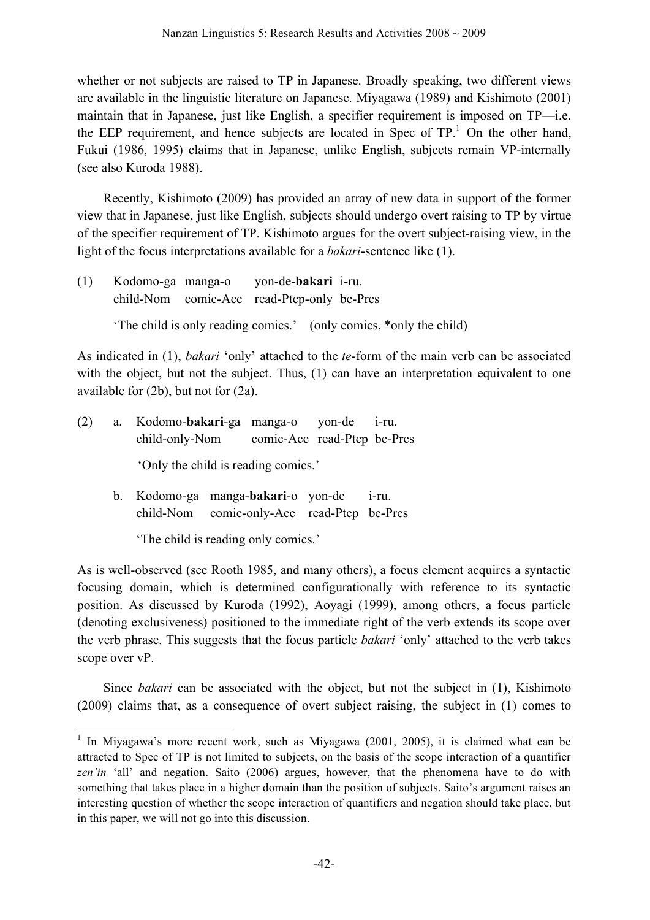whether or not subjects are raised to TP in Japanese. Broadly speaking, two different views are available in the linguistic literature on Japanese. Miyagawa (1989) and Kishimoto (2001) maintain that in Japanese, just like English, a specifier requirement is imposed on TP—i.e. the EEP requirement, and hence subjects are located in Spec of TP.[1] On the other hand, Fukui (1986, 1995) claims that in Japanese, unlike English, subjects remain VP-internally (see also Kuroda 1988).

Recently, Kishimoto (2009) has provided an array of new data in support of the former view that in Japanese, just like English, subjects should undergo overt raising to TP by virtue of the specifier requirement of TP. Kishimoto argues for the overt subject-raising view, in the light of the focus interpretations available for a *bakari*-sentence like (1).

(1) Kodomo-ga manga-o yon-de-**bakari** i-ru.
 child-Nom comic-Acc read-Ptcp-only be-Pres

 'The child is only reading comics.' (only comics, *only the child)

As indicated in (1), *bakari* 'only' attached to the *te*-form of the main verb can be associated with the object, but not the subject. Thus, (1) can have an interpretation equivalent to one available for (2b), but not for (2a).

(2) a. Kodomo-**bakari**-ga manga-o yon-de i-ru.
 child-only-Nom comic-Acc read-Ptcp be-Pres

 'Only the child is reading comics.'

 b. Kodomo-ga manga-**bakari**-o yon-de i-ru.
 child-Nom comic-only-Acc read-Ptcp be-Pres

 'The child is reading only comics.'

As is well-observed (see Rooth 1985, and many others), a focus element acquires a syntactic focusing domain, which is determined configurationally with reference to its syntactic position. As discussed by Kuroda (1992), Aoyagi (1999), among others, a focus particle (denoting exclusiveness) positioned to the immediate right of the verb extends its scope over the verb phrase. This suggests that the focus particle *bakari* 'only' attached to the verb takes scope over vP.

Since *bakari* can be associated with the object, but not the subject in (1), Kishimoto (2009) claims that, as a consequence of overt subject raising, the subject in (1) comes to

[1] In Miyagawa's more recent work, such as Miyagawa (2001, 2005), it is claimed what can be attracted to Spec of TP is not limited to subjects, on the basis of the scope interaction of a quantifier *zen'in* 'all' and negation. Saito (2006) argues, however, that the phenomena have to do with something that takes place in a higher domain than the position of subjects. Saito's argument raises an interesting question of whether the scope interaction of quantifiers and negation should take place, but in this paper, we will not go into this discussion.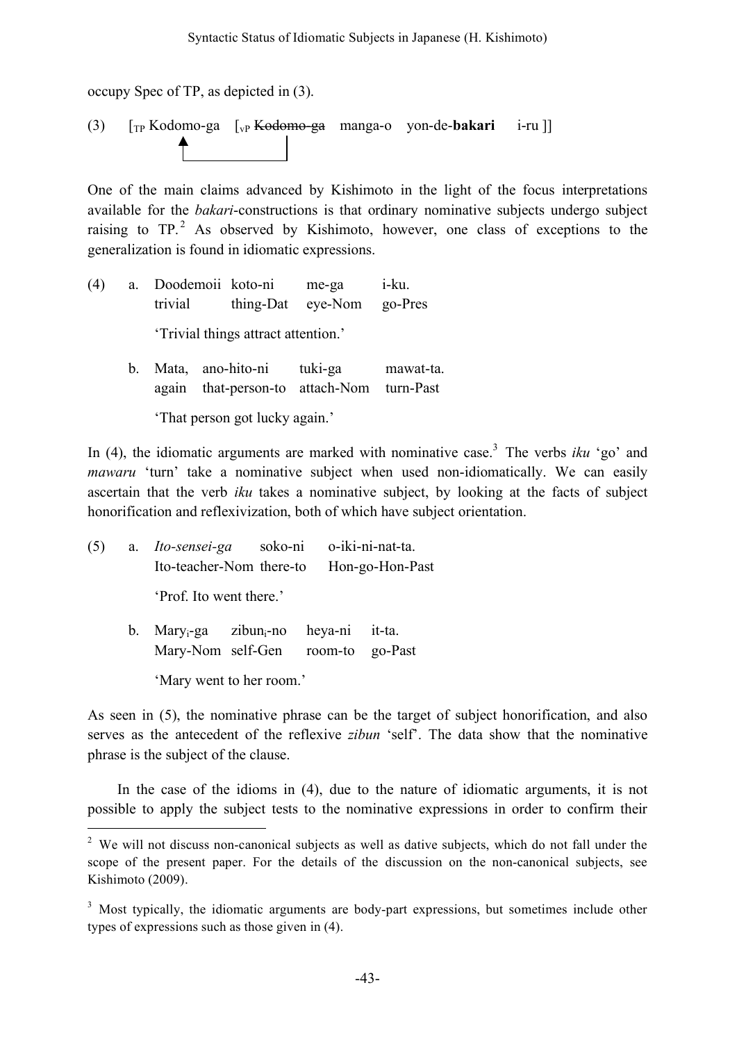occupy Spec of TP, as depicted in (3).

(3) [$_{TP}$ Kodomo-ga [$_{vP}$ ~~Kodomo-ga~~ manga-o yon-de-**bakari** i-ru ]]

One of the main claims advanced by Kishimoto in the light of the focus interpretations available for the *bakari*-constructions is that ordinary nominative subjects undergo subject raising to TP.[2] As observed by Kishimoto, however, one class of exceptions to the generalization is found in idiomatic expressions.

(4) a. Doodemoii koto-ni me-ga i-ku.
trivial thing-Dat eye-Nom go-Pres
'Trivial things attract attention.'

b. Mata, ano-hito-ni tuki-ga mawat-ta.
again that-person-to attach-Nom turn-Past
'That person got lucky again.'

In (4), the idiomatic arguments are marked with nominative case.[3] The verbs *iku* 'go' and *mawaru* 'turn' take a nominative subject when used non-idiomatically. We can easily ascertain that the verb *iku* takes a nominative subject, by looking at the facts of subject honorification and reflexivization, both of which have subject orientation.

(5) a. *Ito-sensei-ga* soko-ni o-iki-ni-nat-ta.
Ito-teacher-Nom there-to Hon-go-Hon-Past
'Prof. Ito went there.'

b. Mary$_i$-ga zibun$_i$-no heya-ni it-ta.
Mary-Nom self-Gen room-to go-Past
'Mary went to her room.'

As seen in (5), the nominative phrase can be the target of subject honorification, and also serves as the antecedent of the reflexive *zibun* 'self'. The data show that the nominative phrase is the subject of the clause.

In the case of the idioms in (4), due to the nature of idiomatic arguments, it is not possible to apply the subject tests to the nominative expressions in order to confirm their

---

[2] We will not discuss non-canonical subjects as well as dative subjects, which do not fall under the scope of the present paper. For the details of the discussion on the non-canonical subjects, see Kishimoto (2009).

[3] Most typically, the idiomatic arguments are body-part expressions, but sometimes include other types of expressions such as those given in (4).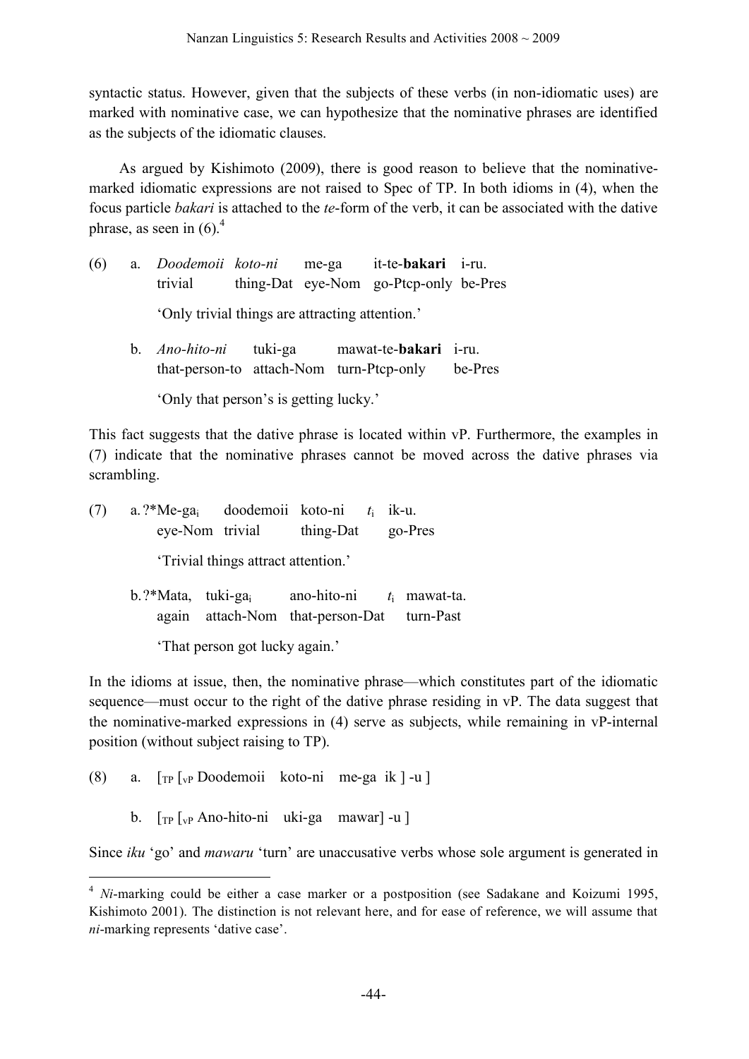syntactic status. However, given that the subjects of these verbs (in non-idiomatic uses) are marked with nominative case, we can hypothesize that the nominative phrases are identified as the subjects of the idiomatic clauses.

As argued by Kishimoto (2009), there is good reason to believe that the nominative-marked idiomatic expressions are not raised to Spec of TP. In both idioms in (4), when the focus particle *bakari* is attached to the *te*-form of the verb, it can be associated with the dative phrase, as seen in (6).[4]

(6) a. *Doodemoii koto-ni* me-ga it-te-**bakari** i-ru.
trivial thing-Dat eye-Nom go-Ptcp-only be-Pres
'Only trivial things are attracting attention.'

b. *Ano-hito-ni* tuki-ga mawat-te-**bakari** i-ru.
that-person-to attach-Nom turn-Ptcp-only be-Pres
'Only that person's is getting lucky.'

This fact suggests that the dative phrase is located within vP. Furthermore, the examples in (7) indicate that the nominative phrases cannot be moved across the dative phrases via scrambling.

(7) a. ?*Me-ga$_i$ doodemoii koto-ni $t_i$ ik-u.
eye-Nom trivial thing-Dat go-Pres
'Trivial things attract attention.'

b. ?*Mata, tuki-ga$_i$ ano-hito-ni $t_i$ mawat-ta.
again attach-Nom that-person-Dat turn-Past
'That person got lucky again.'

In the idioms at issue, then, the nominative phrase—which constitutes part of the idiomatic sequence—must occur to the right of the dative phrase residing in vP. The data suggest that the nominative-marked expressions in (4) serve as subjects, while remaining in vP-internal position (without subject raising to TP).

(8) a. [$_{TP}$ [$_{vP}$ Doodemoii koto-ni me-ga ik ] -u ]

b. [$_{TP}$ [$_{vP}$ Ano-hito-ni uki-ga mawar] -u ]

Since *iku* 'go' and *mawaru* 'turn' are unaccusative verbs whose sole argument is generated in

[4] *Ni*-marking could be either a case marker or a postposition (see Sadakane and Koizumi 1995, Kishimoto 2001). The distinction is not relevant here, and for ease of reference, we will assume that *ni*-marking represents 'dative case'.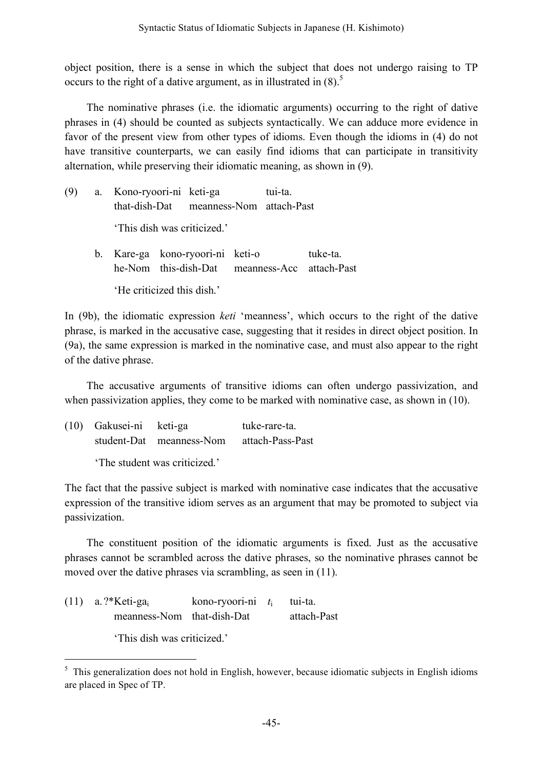object position, there is a sense in which the subject that does not undergo raising to TP occurs to the right of a dative argument, as in illustrated in (8).[5]

The nominative phrases (i.e. the idiomatic arguments) occurring to the right of dative phrases in (4) should be counted as subjects syntactically. We can adduce more evidence in favor of the present view from other types of idioms. Even though the idioms in (4) do not have transitive counterparts, we can easily find idioms that can participate in transitivity alternation, while preserving their idiomatic meaning, as shown in (9).

(9) a. Kono-ryoori-ni keti-ga tui-ta.
that-dish-Dat meanness-Nom attach-Past

'This dish was criticized.'

b. Kare-ga kono-ryoori-ni keti-o tuke-ta.
he-Nom this-dish-Dat meanness-Acc attach-Past

'He criticized this dish.'

In (9b), the idiomatic expression *keti* 'meanness', which occurs to the right of the dative phrase, is marked in the accusative case, suggesting that it resides in direct object position. In (9a), the same expression is marked in the nominative case, and must also appear to the right of the dative phrase.

The accusative arguments of transitive idioms can often undergo passivization, and when passivization applies, they come to be marked with nominative case, as shown in (10).

(10) Gakusei-ni keti-ga tuke-rare-ta.
student-Dat meanness-Nom attach-Pass-Past

'The student was criticized.'

The fact that the passive subject is marked with nominative case indicates that the accusative expression of the transitive idiom serves as an argument that may be promoted to subject via passivization.

The constituent position of the idiomatic arguments is fixed. Just as the accusative phrases cannot be scrambled across the dative phrases, so the nominative phrases cannot be moved over the dative phrases via scrambling, as seen in (11).

(11) a. ?*Keti-ga$_i$ kono-ryoori-ni $t_i$ tui-ta.
meanness-Nom that-dish-Dat attach-Past

'This dish was criticized.'

[5] This generalization does not hold in English, however, because idiomatic subjects in English idioms are placed in Spec of TP.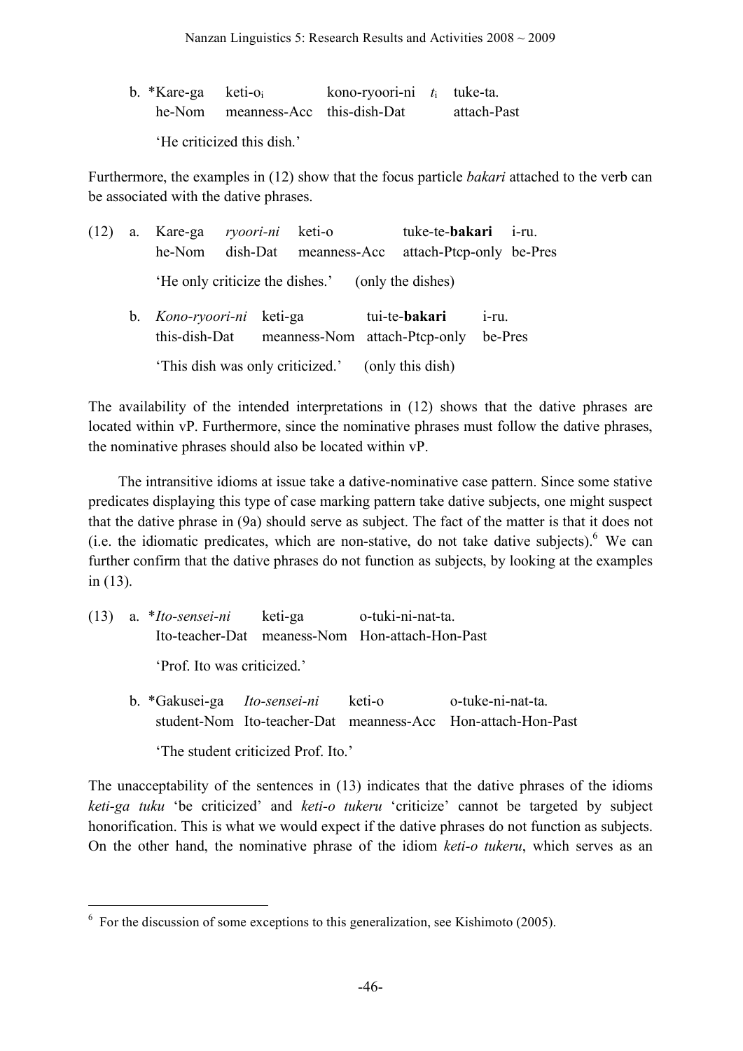b. *Kare-ga keti-o$_i$ kono-ryoori-ni $t_i$ tuke-ta.
 he-Nom meanness-Acc this-dish-Dat attach-Past

 'He criticized this dish.'

Furthermore, the examples in (12) show that the focus particle *bakari* attached to the verb can be associated with the dative phrases.

(12) a. Kare-ga *ryoori-ni* keti-o tuke-te-**bakari** i-ru.
 he-Nom dish-Dat meanness-Acc attach-Ptcp-only be-Pres

 'He only criticize the dishes.' (only the dishes)

 b. *Kono-ryoori-ni* keti-ga tui-te-**bakari** i-ru.
 this-dish-Dat meanness-Nom attach-Ptcp-only be-Pres

 'This dish was only criticized.' (only this dish)

The availability of the intended interpretations in (12) shows that the dative phrases are located within vP. Furthermore, since the nominative phrases must follow the dative phrases, the nominative phrases should also be located within vP.

The intransitive idioms at issue take a dative-nominative case pattern. Since some stative predicates displaying this type of case marking pattern take dative subjects, one might suspect that the dative phrase in (9a) should serve as subject. The fact of the matter is that it does not (i.e. the idiomatic predicates, which are non-stative, do not take dative subjects).[6] We can further confirm that the dative phrases do not function as subjects, by looking at the examples in (13).

(13) a. **Ito-sensei-ni* keti-ga o-tuki-ni-nat-ta.
 Ito-teacher-Dat meaness-Nom Hon-attach-Hon-Past

 'Prof. Ito was criticized.'

 b. *Gakusei-ga *Ito-sensei-ni* keti-o o-tuke-ni-nat-ta.
 student-Nom Ito-teacher-Dat meanness-Acc Hon-attach-Hon-Past

 'The student criticized Prof. Ito.'

The unacceptability of the sentences in (13) indicates that the dative phrases of the idioms *keti-ga tuku* 'be criticized' and *keti-o tukeru* 'criticize' cannot be targeted by subject honorification. This is what we would expect if the dative phrases do not function as subjects. On the other hand, the nominative phrase of the idiom *keti-o tukeru*, which serves as an

[6] For the discussion of some exceptions to this generalization, see Kishimoto (2005).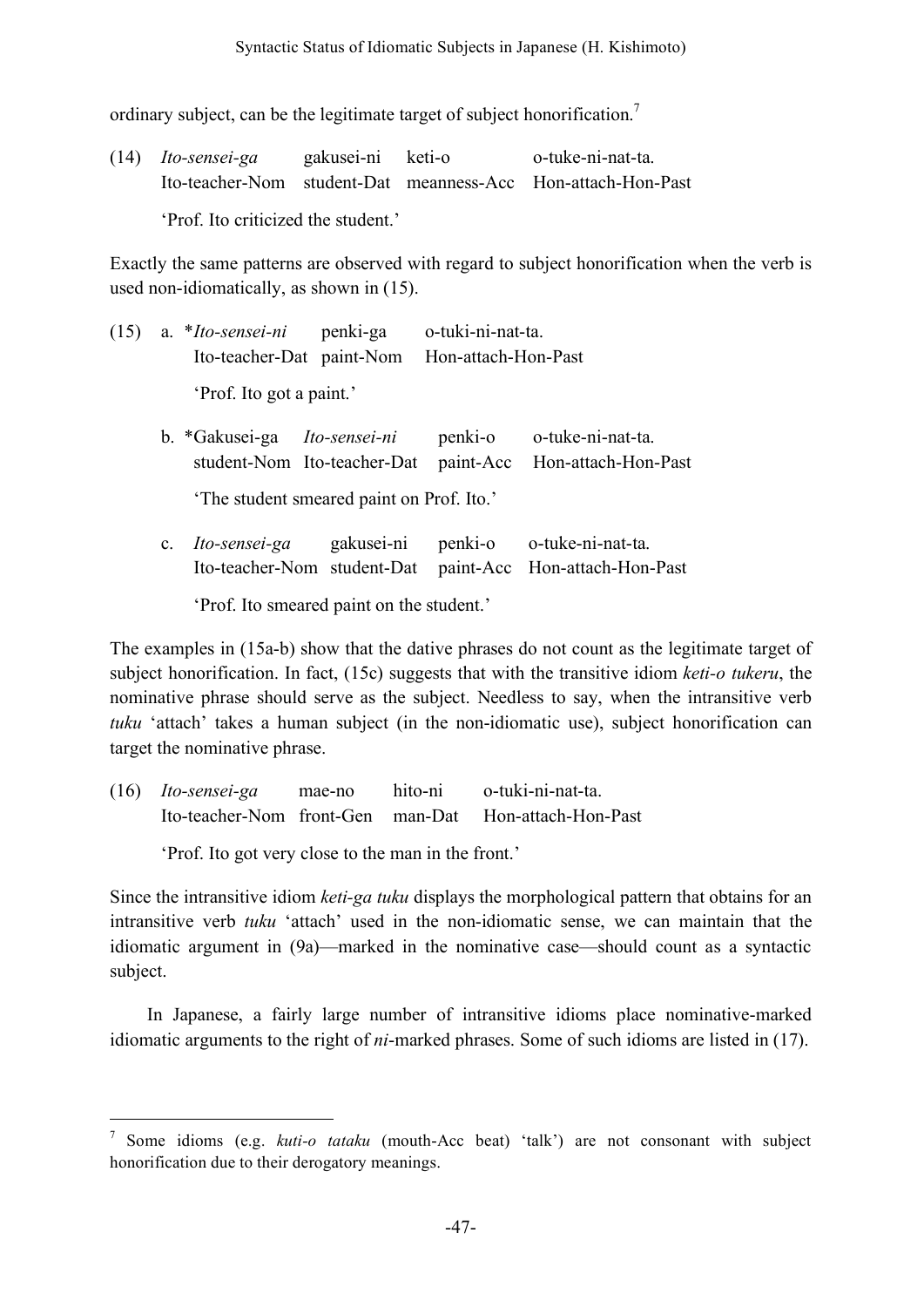ordinary subject, can be the legitimate target of subject honorification.[7]

(14) *Ito-sensei-ga* gakusei-ni keti-o o-tuke-ni-nat-ta.
Ito-teacher-Nom student-Dat meanness-Acc Hon-attach-Hon-Past

'Prof. Ito criticized the student.'

Exactly the same patterns are observed with regard to subject honorification when the verb is used non-idiomatically, as shown in (15).

(15) a. \**Ito-sensei-ni* penki-ga o-tuki-ni-nat-ta.
Ito-teacher-Dat paint-Nom Hon-attach-Hon-Past

'Prof. Ito got a paint.'

b. \*Gakusei-ga *Ito-sensei-ni* penki-o o-tuke-ni-nat-ta.
student-Nom Ito-teacher-Dat paint-Acc Hon-attach-Hon-Past

'The student smeared paint on Prof. Ito.'

c. *Ito-sensei-ga* gakusei-ni penki-o o-tuke-ni-nat-ta.
Ito-teacher-Nom student-Dat paint-Acc Hon-attach-Hon-Past

'Prof. Ito smeared paint on the student.'

The examples in (15a-b) show that the dative phrases do not count as the legitimate target of subject honorification. In fact, (15c) suggests that with the transitive idiom *keti-o tukeru*, the nominative phrase should serve as the subject. Needless to say, when the intransitive verb *tuku* 'attach' takes a human subject (in the non-idiomatic use), subject honorification can target the nominative phrase.

(16) *Ito-sensei-ga* mae-no hito-ni o-tuki-ni-nat-ta.
Ito-teacher-Nom front-Gen man-Dat Hon-attach-Hon-Past

'Prof. Ito got very close to the man in the front.'

Since the intransitive idiom *keti-ga tuku* displays the morphological pattern that obtains for an intransitive verb *tuku* 'attach' used in the non-idiomatic sense, we can maintain that the idiomatic argument in (9a)—marked in the nominative case—should count as a syntactic subject.

In Japanese, a fairly large number of intransitive idioms place nominative-marked idiomatic arguments to the right of *ni*-marked phrases. Some of such idioms are listed in (17).

---

[7] Some idioms (e.g. *kuti-o tataku* (mouth-Acc beat) 'talk') are not consonant with subject honorification due to their derogatory meanings.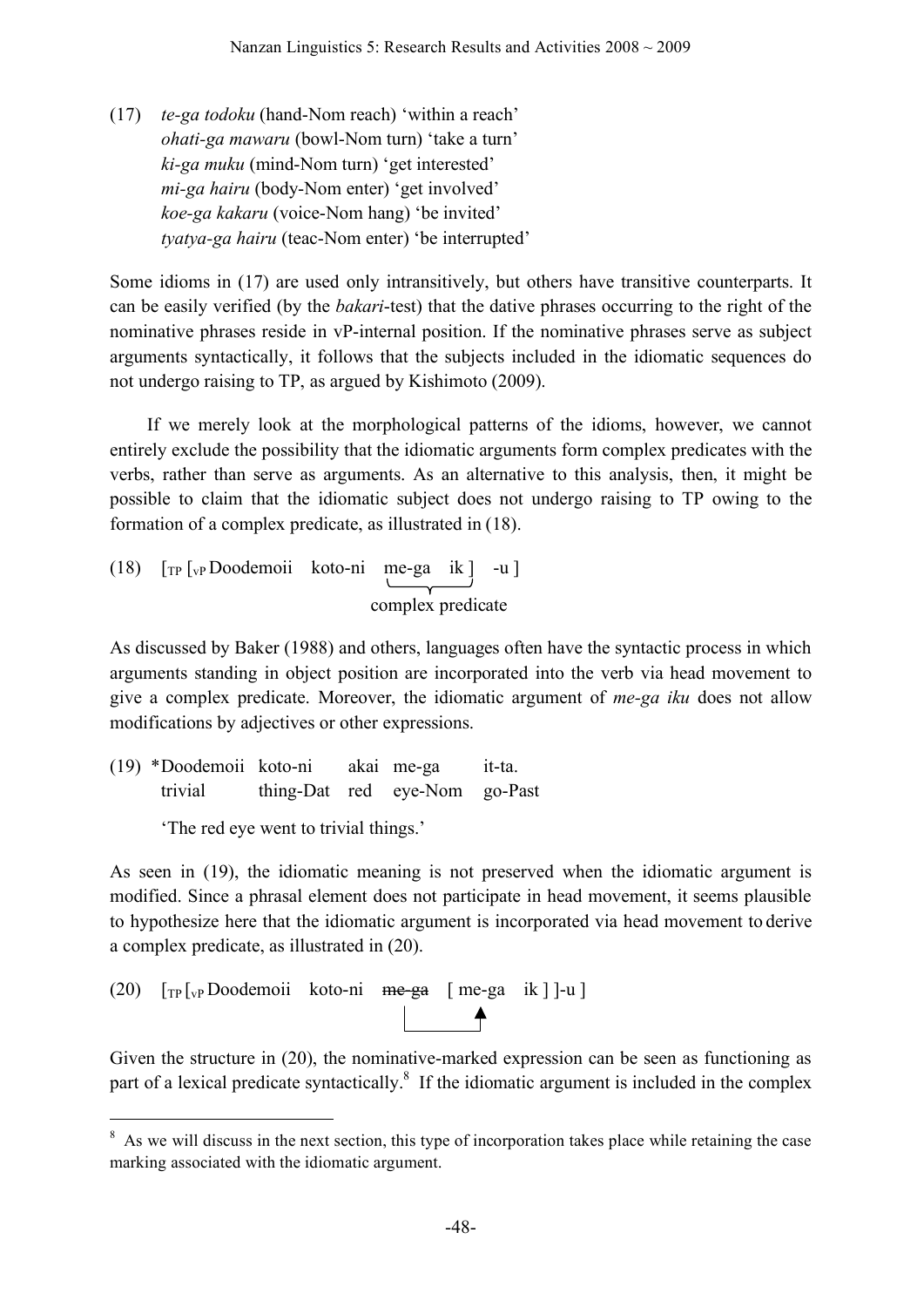(17) *te-ga todoku* (hand-Nom reach) 'within a reach'
*ohati-ga mawaru* (bowl-Nom turn) 'take a turn'
*ki-ga muku* (mind-Nom turn) 'get interested'
*mi-ga hairu* (body-Nom enter) 'get involved'
*koe-ga kakaru* (voice-Nom hang) 'be invited'
*tyatya-ga hairu* (teac-Nom enter) 'be interrupted'

Some idioms in (17) are used only intransitively, but others have transitive counterparts. It can be easily verified (by the *bakari*-test) that the dative phrases occurring to the right of the nominative phrases reside in vP-internal position. If the nominative phrases serve as subject arguments syntactically, it follows that the subjects included in the idiomatic sequences do not undergo raising to TP, as argued by Kishimoto (2009).

If we merely look at the morphological patterns of the idioms, however, we cannot entirely exclude the possibility that the idiomatic arguments form complex predicates with the verbs, rather than serve as arguments. As an alternative to this analysis, then, it might be possible to claim that the idiomatic subject does not undergo raising to TP owing to the formation of a complex predicate, as illustrated in (18).

(18) [$_{TP}$ [$_{vP}$ Doodemoii koto-ni me-ga ik ] -u ]
(me-ga ik = complex predicate)

As discussed by Baker (1988) and others, languages often have the syntactic process in which arguments standing in object position are incorporated into the verb via head movement to give a complex predicate. Moreover, the idiomatic argument of *me-ga iku* does not allow modifications by adjectives or other expressions.

(19) *Doodemoii koto-ni akai me-ga it-ta.
trivial thing-Dat red eye-Nom go-Past
'The red eye went to trivial things.'

As seen in (19), the idiomatic meaning is not preserved when the idiomatic argument is modified. Since a phrasal element does not participate in head movement, it seems plausible to hypothesize here that the idiomatic argument is incorporated via head movement to derive a complex predicate, as illustrated in (20).

(20) [$_{TP}$ [$_{vP}$ Doodemoii koto-ni ~~me-ga~~ [ me-ga ik ] ]-u ]

Given the structure in (20), the nominative-marked expression can be seen as functioning as part of a lexical predicate syntactically.[8] If the idiomatic argument is included in the complex

[8] As we will discuss in the next section, this type of incorporation takes place while retaining the case marking associated with the idiomatic argument.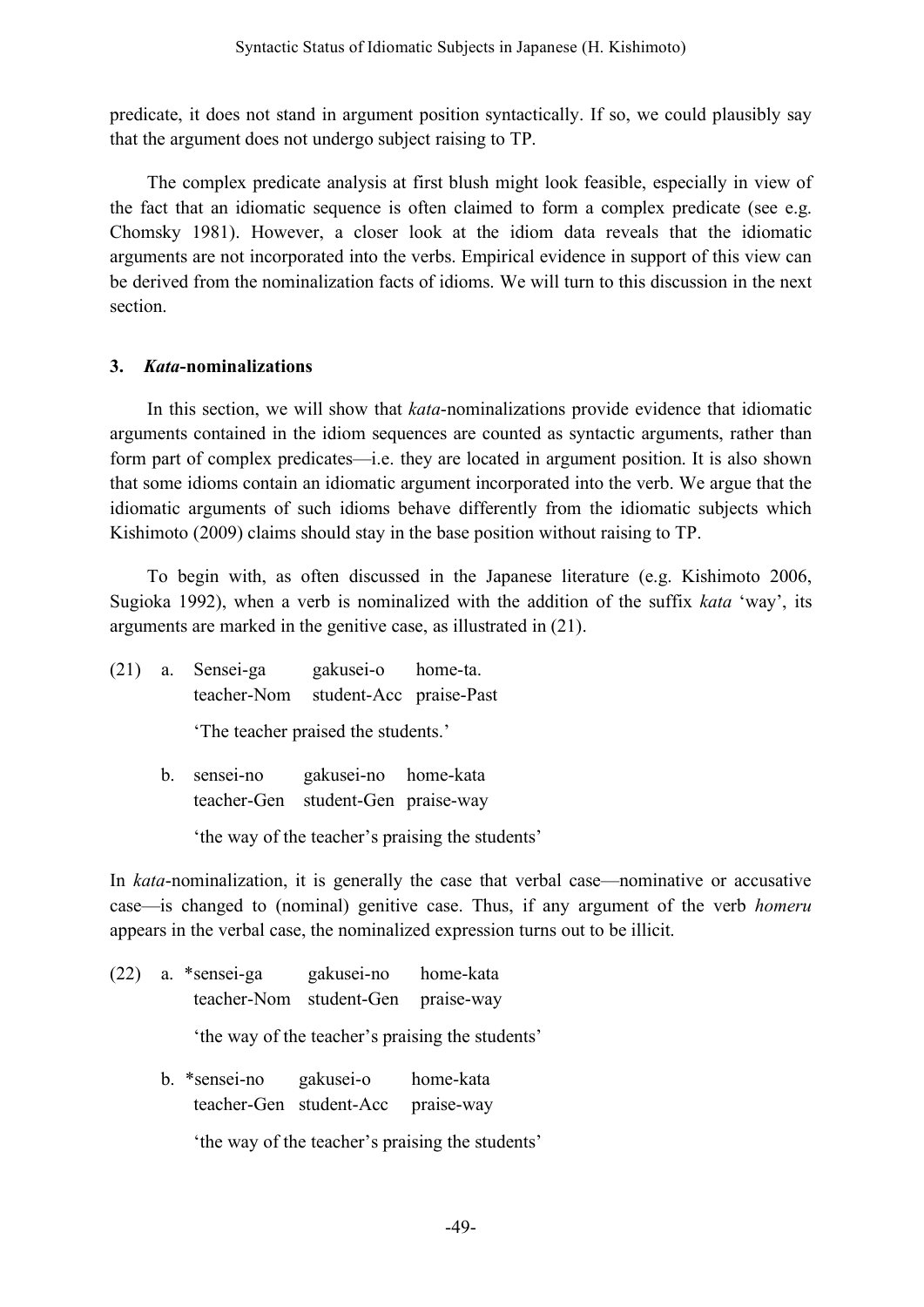predicate, it does not stand in argument position syntactically. If so, we could plausibly say that the argument does not undergo subject raising to TP.

The complex predicate analysis at first blush might look feasible, especially in view of the fact that an idiomatic sequence is often claimed to form a complex predicate (see e.g. Chomsky 1981). However, a closer look at the idiom data reveals that the idiomatic arguments are not incorporated into the verbs. Empirical evidence in support of this view can be derived from the nominalization facts of idioms. We will turn to this discussion in the next section.

## 3. *Kata*-nominalizations

In this section, we will show that *kata*-nominalizations provide evidence that idiomatic arguments contained in the idiom sequences are counted as syntactic arguments, rather than form part of complex predicates—i.e. they are located in argument position. It is also shown that some idioms contain an idiomatic argument incorporated into the verb. We argue that the idiomatic arguments of such idioms behave differently from the idiomatic subjects which Kishimoto (2009) claims should stay in the base position without raising to TP.

To begin with, as often discussed in the Japanese literature (e.g. Kishimoto 2006, Sugioka 1992), when a verb is nominalized with the addition of the suffix *kata* 'way', its arguments are marked in the genitive case, as illustrated in (21).

(21) a. Sensei-ga gakusei-o home-ta.
teacher-Nom student-Acc praise-Past

'The teacher praised the students.'

b. sensei-no gakusei-no home-kata
teacher-Gen student-Gen praise-way

'the way of the teacher's praising the students'

In *kata*-nominalization, it is generally the case that verbal case—nominative or accusative case—is changed to (nominal) genitive case. Thus, if any argument of the verb *homeru* appears in the verbal case, the nominalized expression turns out to be illicit.

(22) a. *sensei-ga gakusei-no home-kata
teacher-Nom student-Gen praise-way

'the way of the teacher's praising the students'

b. *sensei-no gakusei-o home-kata
teacher-Gen student-Acc praise-way

'the way of the teacher's praising the students'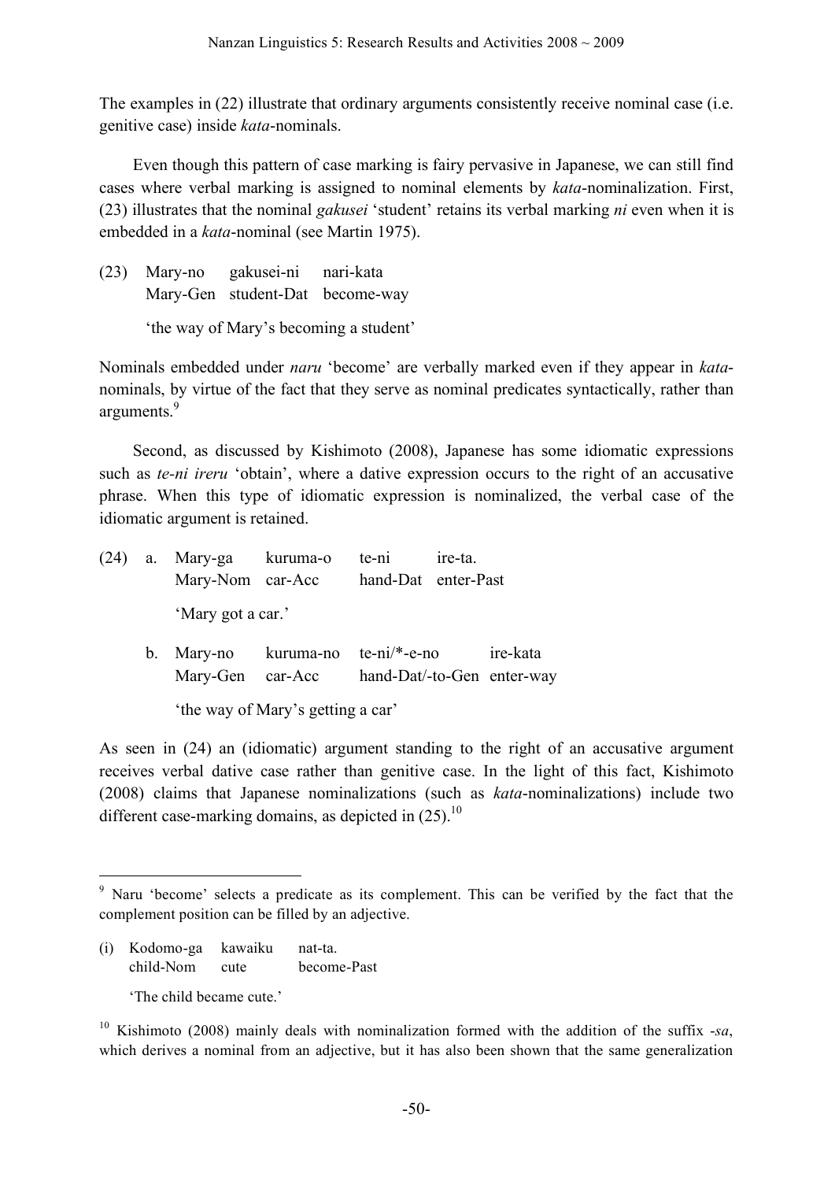The examples in (22) illustrate that ordinary arguments consistently receive nominal case (i.e. genitive case) inside *kata*-nominals.

Even though this pattern of case marking is fairy pervasive in Japanese, we can still find cases where verbal marking is assigned to nominal elements by *kata*-nominalization. First, (23) illustrates that the nominal *gakusei* 'student' retains its verbal marking *ni* even when it is embedded in a *kata*-nominal (see Martin 1975).

(23) Mary-no gakusei-ni nari-kata
Mary-Gen student-Dat become-way

'the way of Mary's becoming a student'

Nominals embedded under *naru* 'become' are verbally marked even if they appear in *kata*-nominals, by virtue of the fact that they serve as nominal predicates syntactically, rather than arguments.[9]

Second, as discussed by Kishimoto (2008), Japanese has some idiomatic expressions such as *te-ni ireru* 'obtain', where a dative expression occurs to the right of an accusative phrase. When this type of idiomatic expression is nominalized, the verbal case of the idiomatic argument is retained.

(24) a. Mary-ga kuruma-o te-ni ire-ta.
Mary-Nom car-Acc hand-Dat enter-Past

'Mary got a car.'

b. Mary-no kuruma-no te-ni/*-e-no ire-kata
Mary-Gen car-Acc hand-Dat/-to-Gen enter-way

'the way of Mary's getting a car'

As seen in (24) an (idiomatic) argument standing to the right of an accusative argument receives verbal dative case rather than genitive case. In the light of this fact, Kishimoto (2008) claims that Japanese nominalizations (such as *kata*-nominalizations) include two different case-marking domains, as depicted in (25).[10]

---

[9] Naru 'become' selects a predicate as its complement. This can be verified by the fact that the complement position can be filled by an adjective.

(i) Kodomo-ga kawaiku nat-ta.
child-Nom cute become-Past

'The child became cute.'

[10] Kishimoto (2008) mainly deals with nominalization formed with the addition of the suffix *-sa*, which derives a nominal from an adjective, but it has also been shown that the same generalization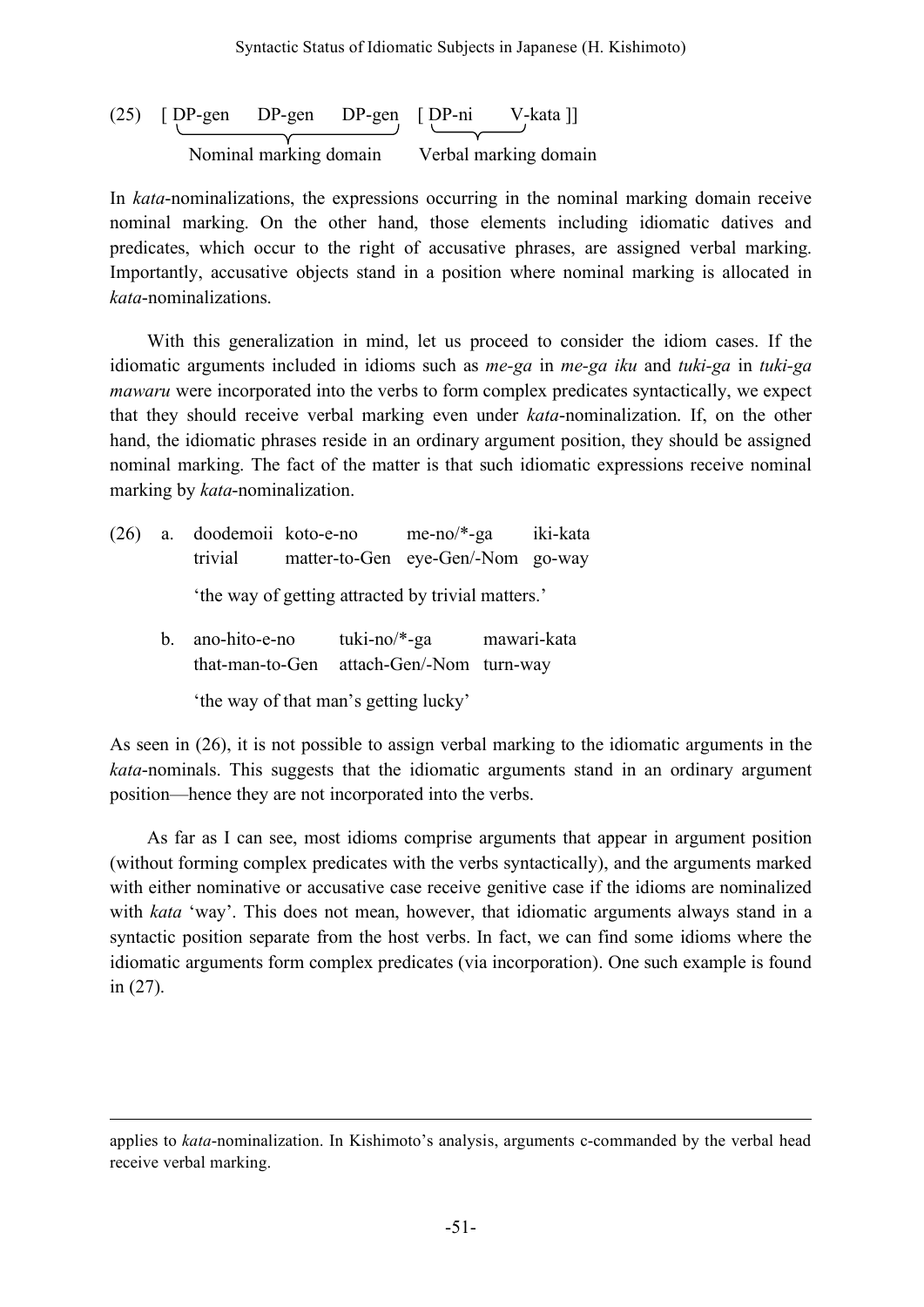(25) [ DP-gen DP-gen DP-gen [ DP-ni V-kata ]]

Nominal marking domain — Verbal marking domain

In *kata*-nominalizations, the expressions occurring in the nominal marking domain receive nominal marking. On the other hand, those elements including idiomatic datives and predicates, which occur to the right of accusative phrases, are assigned verbal marking. Importantly, accusative objects stand in a position where nominal marking is allocated in *kata*-nominalizations.

With this generalization in mind, let us proceed to consider the idiom cases. If the idiomatic arguments included in idioms such as *me-ga* in *me-ga iku* and *tuki-ga* in *tuki-ga mawaru* were incorporated into the verbs to form complex predicates syntactically, we expect that they should receive verbal marking even under *kata*-nominalization. If, on the other hand, the idiomatic phrases reside in an ordinary argument position, they should be assigned nominal marking. The fact of the matter is that such idiomatic expressions receive nominal marking by *kata*-nominalization.

(26) a. doodemoii koto-e-no me-no/*-ga iki-kata
trivial matter-to-Gen eye-Gen/-Nom go-way
'the way of getting attracted by trivial matters.'

b. ano-hito-e-no tuki-no/*-ga mawari-kata
that-man-to-Gen attach-Gen/-Nom turn-way
'the way of that man's getting lucky'

As seen in (26), it is not possible to assign verbal marking to the idiomatic arguments in the *kata*-nominals. This suggests that the idiomatic arguments stand in an ordinary argument position—hence they are not incorporated into the verbs.

As far as I can see, most idioms comprise arguments that appear in argument position (without forming complex predicates with the verbs syntactically), and the arguments marked with either nominative or accusative case receive genitive case if the idioms are nominalized with *kata* 'way'. This does not mean, however, that idiomatic arguments always stand in a syntactic position separate from the host verbs. In fact, we can find some idioms where the idiomatic arguments form complex predicates (via incorporation). One such example is found in (27).

---

applies to *kata*-nominalization. In Kishimoto's analysis, arguments c-commanded by the verbal head receive verbal marking.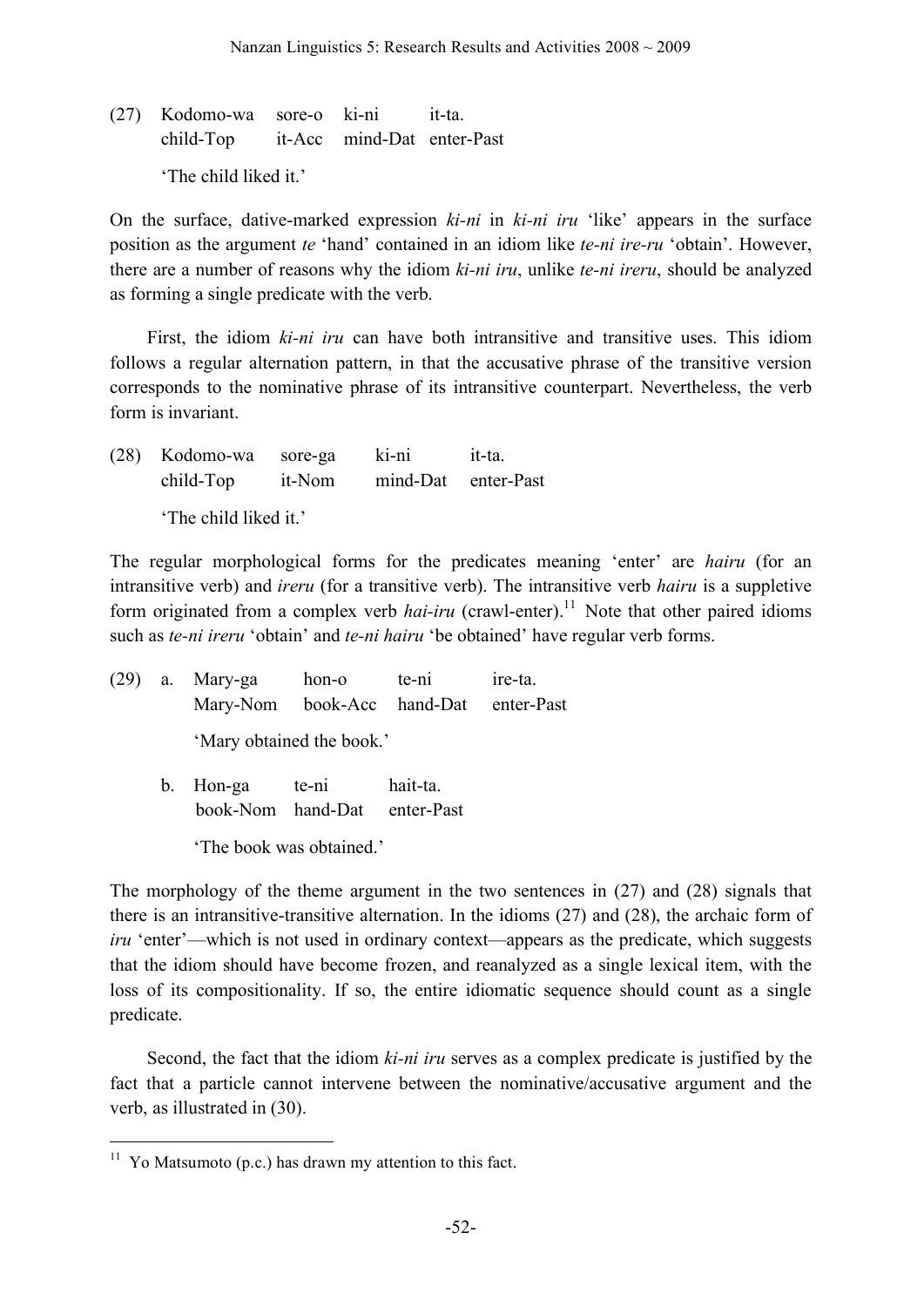(27) Kodomo-wa sore-o ki-ni it-ta.
     child-Top it-Acc mind-Dat enter-Past

     'The child liked it.'

On the surface, dative-marked expression *ki-ni* in *ki-ni iru* 'like' appears in the surface position as the argument *te* 'hand' contained in an idiom like *te-ni ire-ru* 'obtain'. However, there are a number of reasons why the idiom *ki-ni iru*, unlike *te-ni ireru*, should be analyzed as forming a single predicate with the verb.

First, the idiom *ki-ni iru* can have both intransitive and transitive uses. This idiom follows a regular alternation pattern, in that the accusative phrase of the transitive version corresponds to the nominative phrase of its intransitive counterpart. Nevertheless, the verb form is invariant.

(28) Kodomo-wa sore-ga ki-ni it-ta.
     child-Top it-Nom mind-Dat enter-Past

     'The child liked it.'

The regular morphological forms for the predicates meaning 'enter' are *hairu* (for an intransitive verb) and *ireru* (for a transitive verb). The intransitive verb *hairu* is a suppletive form originated from a complex verb *hai-iru* (crawl-enter).[11] Note that other paired idioms such as *te-ni ireru* 'obtain' and *te-ni hairu* 'be obtained' have regular verb forms.

(29) a. Mary-ga hon-o te-ni ire-ta.
        Mary-Nom book-Acc hand-Dat enter-Past

        'Mary obtained the book.'

     b. Hon-ga te-ni hait-ta.
        book-Nom hand-Dat enter-Past

        'The book was obtained.'

The morphology of the theme argument in the two sentences in (27) and (28) signals that there is an intransitive-transitive alternation. In the idioms (27) and (28), the archaic form of *iru* 'enter'—which is not used in ordinary context—appears as the predicate, which suggests that the idiom should have become frozen, and reanalyzed as a single lexical item, with the loss of its compositionality. If so, the entire idiomatic sequence should count as a single predicate.

Second, the fact that the idiom *ki-ni iru* serves as a complex predicate is justified by the fact that a particle cannot intervene between the nominative/accusative argument and the verb, as illustrated in (30).

---

[11] Yo Matsumoto (p.c.) has drawn my attention to this fact.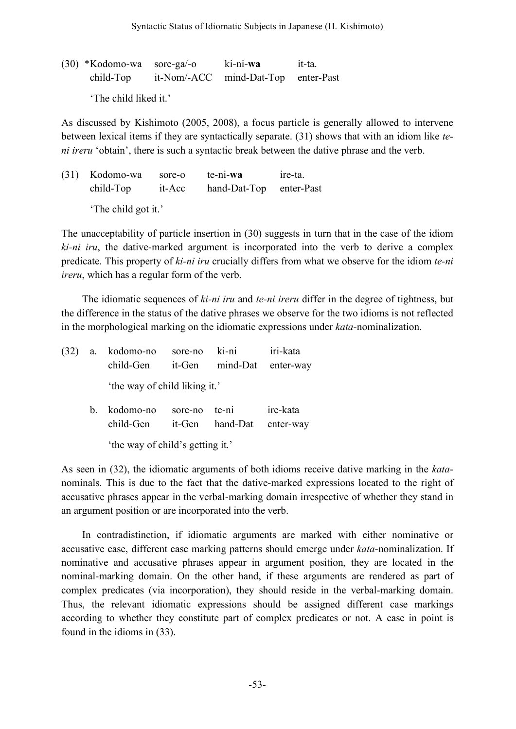(30) *Kodomo-wa sore-ga/-o ki-ni-**wa** it-ta.
child-Top it-Nom/-ACC mind-Dat-Top enter-Past

'The child liked it.'

As discussed by Kishimoto (2005, 2008), a focus particle is generally allowed to intervene between lexical items if they are syntactically separate. (31) shows that with an idiom like *te-ni ireru* 'obtain', there is such a syntactic break between the dative phrase and the verb.

(31) Kodomo-wa sore-o te-ni-**wa** ire-ta.
child-Top it-Acc hand-Dat-Top enter-Past

'The child got it.'

The unacceptability of particle insertion in (30) suggests in turn that in the case of the idiom *ki-ni iru*, the dative-marked argument is incorporated into the verb to derive a complex predicate. This property of *ki-ni iru* crucially differs from what we observe for the idiom *te-ni ireru*, which has a regular form of the verb.

The idiomatic sequences of *ki-ni iru* and *te-ni ireru* differ in the degree of tightness, but the difference in the status of the dative phrases we observe for the two idioms is not reflected in the morphological marking on the idiomatic expressions under *kata*-nominalization.

(32) a. kodomo-no sore-no ki-ni iri-kata
child-Gen it-Gen mind-Dat enter-way

'the way of child liking it.'

b. kodomo-no sore-no te-ni ire-kata
child-Gen it-Gen hand-Dat enter-way

'the way of child's getting it.'

As seen in (32), the idiomatic arguments of both idioms receive dative marking in the *kata*-nominals. This is due to the fact that the dative-marked expressions located to the right of accusative phrases appear in the verbal-marking domain irrespective of whether they stand in an argument position or are incorporated into the verb.

In contradistinction, if idiomatic arguments are marked with either nominative or accusative case, different case marking patterns should emerge under *kata*-nominalization. If nominative and accusative phrases appear in argument position, they are located in the nominal-marking domain. On the other hand, if these arguments are rendered as part of complex predicates (via incorporation), they should reside in the verbal-marking domain. Thus, the relevant idiomatic expressions should be assigned different case markings according to whether they constitute part of complex predicates or not. A case in point is found in the idioms in (33).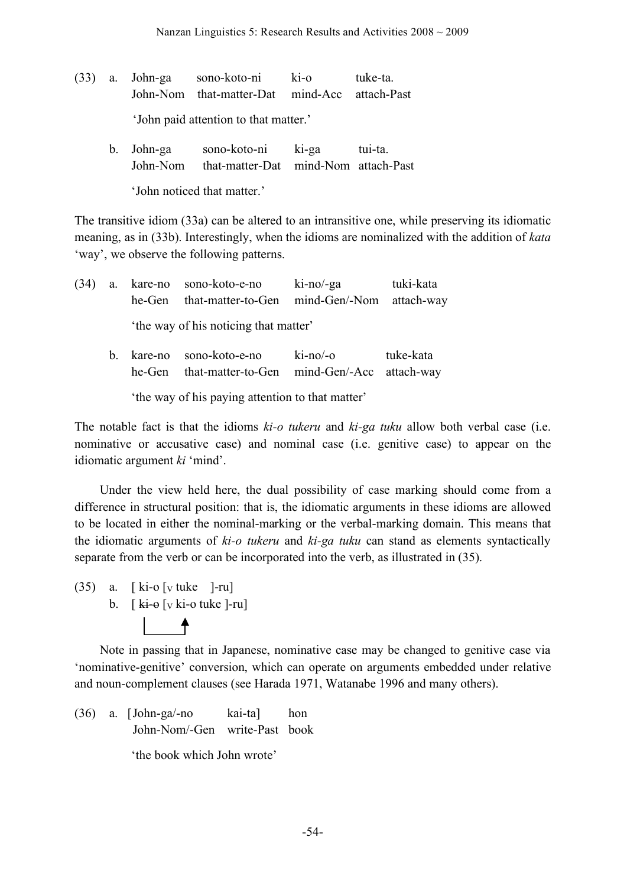(33) a. John-ga sono-koto-ni ki-o tuke-ta.
John-Nom that-matter-Dat mind-Acc attach-Past
'John paid attention to that matter.'

b. John-ga sono-koto-ni ki-ga tui-ta.
John-Nom that-matter-Dat mind-Nom attach-Past
'John noticed that matter.'

The transitive idiom (33a) can be altered to an intransitive one, while preserving its idiomatic meaning, as in (33b). Interestingly, when the idioms are nominalized with the addition of *kata* 'way', we observe the following patterns.

(34) a. kare-no sono-koto-e-no ki-no/-ga tuki-kata
he-Gen that-matter-to-Gen mind-Gen/-Nom attach-way
'the way of his noticing that matter'

b. kare-no sono-koto-e-no ki-no/-o tuke-kata
he-Gen that-matter-to-Gen mind-Gen/-Acc attach-way
'the way of his paying attention to that matter'

The notable fact is that the idioms *ki-o tukeru* and *ki-ga tuku* allow both verbal case (i.e. nominative or accusative case) and nominal case (i.e. genitive case) to appear on the idiomatic argument *ki* 'mind'.

Under the view held here, the dual possibility of case marking should come from a difference in structural position: that is, the idiomatic arguments in these idioms are allowed to be located in either the nominal-marking or the verbal-marking domain. This means that the idiomatic arguments of *ki-o tukeru* and *ki-ga tuku* can stand as elements syntactically separate from the verb or can be incorporated into the verb, as illustrated in (35).

(35) a. [ ki-o [$_V$ tuke ]-ru]
b. [ ~~ki-o~~ [$_V$ ki-o tuke ]-ru]

Note in passing that in Japanese, nominative case may be changed to genitive case via 'nominative-genitive' conversion, which can operate on arguments embedded under relative and noun-complement clauses (see Harada 1971, Watanabe 1996 and many others).

(36) a. [John-ga/-no kai-ta] hon
John-Nom/-Gen write-Past book
'the book which John wrote'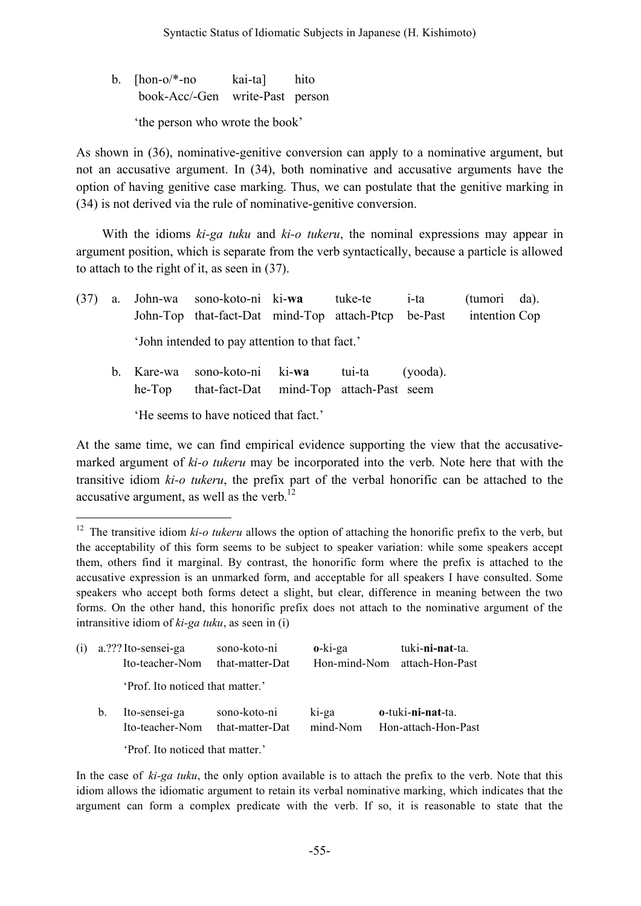b. [hon-o/*-no     kai-ta]     hito
    book-Acc/-Gen   write-Past   person

    'the person who wrote the book'

As shown in (36), nominative-genitive conversion can apply to a nominative argument, but not an accusative argument. In (34), both nominative and accusative arguments have the option of having genitive case marking. Thus, we can postulate that the genitive marking in (34) is not derived via the rule of nominative-genitive conversion.

With the idioms *ki-ga tuku* and *ki-o tukeru*, the nominal expressions may appear in argument position, which is separate from the verb syntactically, because a particle is allowed to attach to the right of it, as seen in (37).

(37) a. John-wa   sono-koto-ni   ki-**wa**   tuke-te   i-ta   (tumori   da).
        John-Top   that-fact-Dat   mind-Top   attach-Ptcp   be-Past   intention Cop

        'John intended to pay attention to that fact.'

     b. Kare-wa   sono-koto-ni   ki-**wa**   tui-ta   (yooda).
        he-Top   that-fact-Dat   mind-Top   attach-Past   seem

        'He seems to have noticed that fact.'

At the same time, we can find empirical evidence supporting the view that the accusative-marked argument of *ki-o tukeru* may be incorporated into the verb. Note here that with the transitive idiom *ki-o tukeru*, the prefix part of the verbal honorific can be attached to the accusative argument, as well as the verb.[12]

---

[12] The transitive idiom *ki-o tukeru* allows the option of attaching the honorific prefix to the verb, but the acceptability of this form seems to be subject to speaker variation: while some speakers accept them, others find it marginal. By contrast, the honorific form where the prefix is attached to the accusative expression is an unmarked form, and acceptable for all speakers I have consulted. Some speakers who accept both forms detect a slight, but clear, difference in meaning between the two forms. On the other hand, this honorific prefix does not attach to the nominative argument of the intransitive idiom of *ki-ga tuku*, as seen in (i)

(i) a.??? Ito-sensei-ga   sono-koto-ni   **o**-ki-ga   tuki-**ni-nat**-ta.
          Ito-teacher-Nom   that-matter-Dat   Hon-mind-Nom   attach-Hon-Past

          'Prof. Ito noticed that matter.'

    b. Ito-sensei-ga   sono-koto-ni   ki-ga   **o**-tuki-**ni-nat**-ta.
       Ito-teacher-Nom   that-matter-Dat   mind-Nom   Hon-attach-Hon-Past

       'Prof. Ito noticed that matter.'

In the case of *ki-ga tuku*, the only option available is to attach the prefix to the verb. Note that this idiom allows the idiomatic argument to retain its verbal nominative marking, which indicates that the argument can form a complex predicate with the verb. If so, it is reasonable to state that the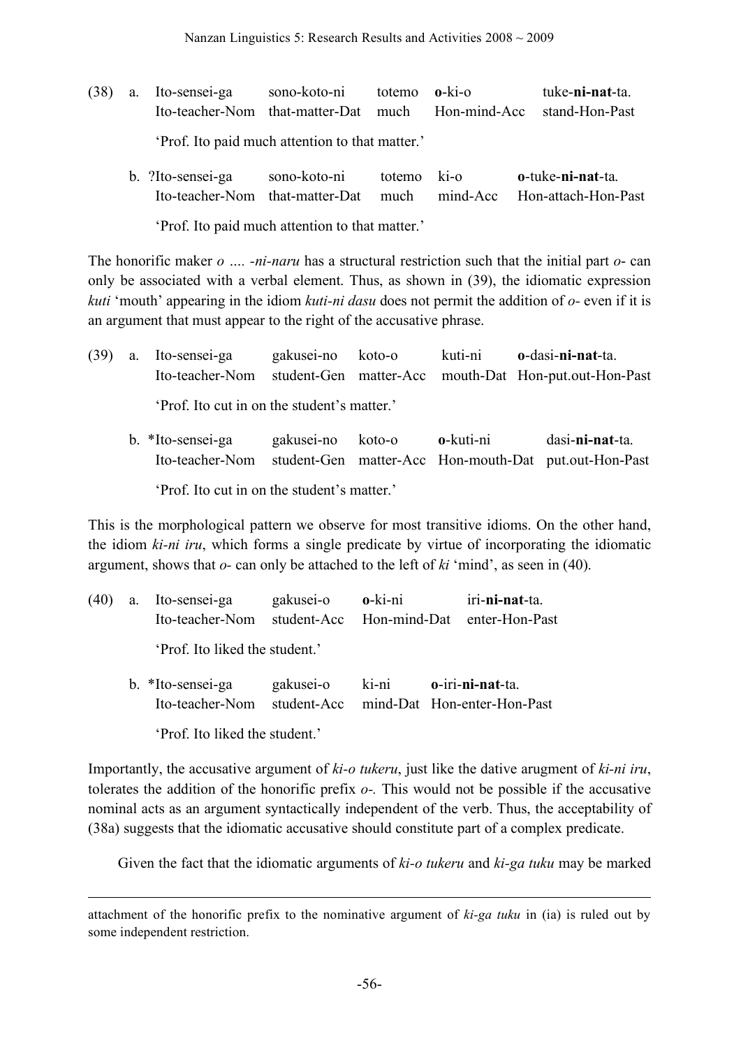(38) a. Ito-sensei-ga sono-koto-ni totemo **o**-ki-o tuke-**ni-nat**-ta.
Ito-teacher-Nom that-matter-Dat much Hon-mind-Acc stand-Hon-Past

'Prof. Ito paid much attention to that matter.'

b. ?Ito-sensei-ga sono-koto-ni totemo ki-o **o**-tuke-**ni-nat**-ta.
Ito-teacher-Nom that-matter-Dat much mind-Acc Hon-attach-Hon-Past

'Prof. Ito paid much attention to that matter.'

The honorific maker *o …. -ni-naru* has a structural restriction such that the initial part *o-* can only be associated with a verbal element. Thus, as shown in (39), the idiomatic expression *kuti* 'mouth' appearing in the idiom *kuti-ni dasu* does not permit the addition of *o-* even if it is an argument that must appear to the right of the accusative phrase.

(39) a. Ito-sensei-ga gakusei-no koto-o kuti-ni **o**-dasi-**ni-nat**-ta.
Ito-teacher-Nom student-Gen matter-Acc mouth-Dat Hon-put.out-Hon-Past

'Prof. Ito cut in on the student's matter.'

b. *Ito-sensei-ga gakusei-no koto-o **o**-kuti-ni dasi-**ni-nat**-ta.
Ito-teacher-Nom student-Gen matter-Acc Hon-mouth-Dat put.out-Hon-Past

'Prof. Ito cut in on the student's matter.'

This is the morphological pattern we observe for most transitive idioms. On the other hand, the idiom *ki-ni iru*, which forms a single predicate by virtue of incorporating the idiomatic argument, shows that *o-* can only be attached to the left of *ki* 'mind', as seen in (40).

(40) a. Ito-sensei-ga gakusei-o **o**-ki-ni iri-**ni-nat**-ta.
Ito-teacher-Nom student-Acc Hon-mind-Dat enter-Hon-Past

'Prof. Ito liked the student.'

b. *Ito-sensei-ga gakusei-o ki-ni **o**-iri-**ni-nat**-ta.
Ito-teacher-Nom student-Acc mind-Dat Hon-enter-Hon-Past

'Prof. Ito liked the student.'

Importantly, the accusative argument of *ki-o tukeru*, just like the dative arugment of *ki-ni iru*, tolerates the addition of the honorific prefix *o-*. This would not be possible if the accusative nominal acts as an argument syntactically independent of the verb. Thus, the acceptability of (38a) suggests that the idiomatic accusative should constitute part of a complex predicate.

Given the fact that the idiomatic arguments of *ki-o tukeru* and *ki-ga tuku* may be marked

---

attachment of the honorific prefix to the nominative argument of *ki-ga tuku* in (ia) is ruled out by some independent restriction.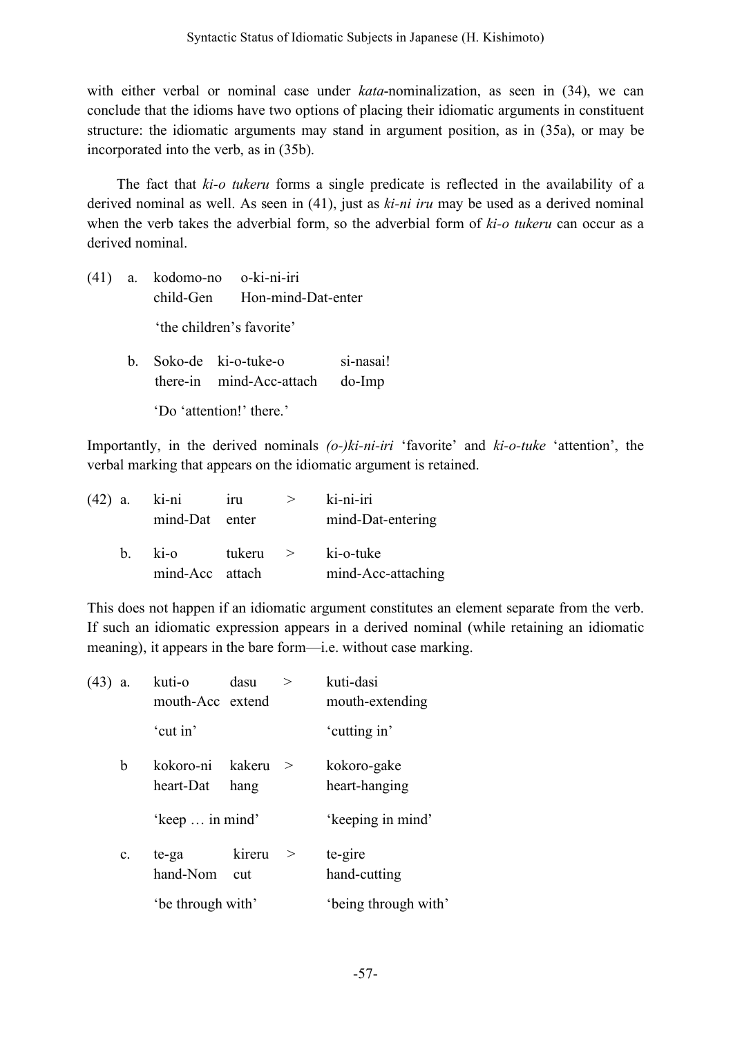with either verbal or nominal case under *kata*-nominalization, as seen in (34), we can conclude that the idioms have two options of placing their idiomatic arguments in constituent structure: the idiomatic arguments may stand in argument position, as in (35a), or may be incorporated into the verb, as in (35b).

The fact that *ki-o tukeru* forms a single predicate is reflected in the availability of a derived nominal as well. As seen in (41), just as *ki-ni iru* may be used as a derived nominal when the verb takes the adverbial form, so the adverbial form of *ki-o tukeru* can occur as a derived nominal.

(41) a. kodomo-no o-ki-ni-iri
        child-Gen Hon-mind-Dat-enter

        'the children's favorite'

     b. Soko-de ki-o-tuke-o si-nasai!
        there-in mind-Acc-attach do-Imp

        'Do 'attention!' there.'

Importantly, in the derived nominals *(o-)ki-ni-iri* 'favorite' and *ki-o-tuke* 'attention', the verbal marking that appears on the idiomatic argument is retained.

(42) a. ki-ni iru > ki-ni-iri
        mind-Dat enter    mind-Dat-entering

     b. ki-o tukeru > ki-o-tuke
        mind-Acc attach    mind-Acc-attaching

This does not happen if an idiomatic argument constitutes an element separate from the verb. If such an idiomatic expression appears in a derived nominal (while retaining an idiomatic meaning), it appears in the bare form—i.e. without case marking.

(43) a. kuti-o dasu > kuti-dasi
        mouth-Acc extend    mouth-extending

        'cut in'    'cutting in'

     b kokoro-ni kakeru > kokoro-gake
        heart-Dat hang    heart-hanging

        'keep … in mind'    'keeping in mind'

     c. te-ga kireru > te-gire
        hand-Nom cut    hand-cutting

        'be through with'    'being through with'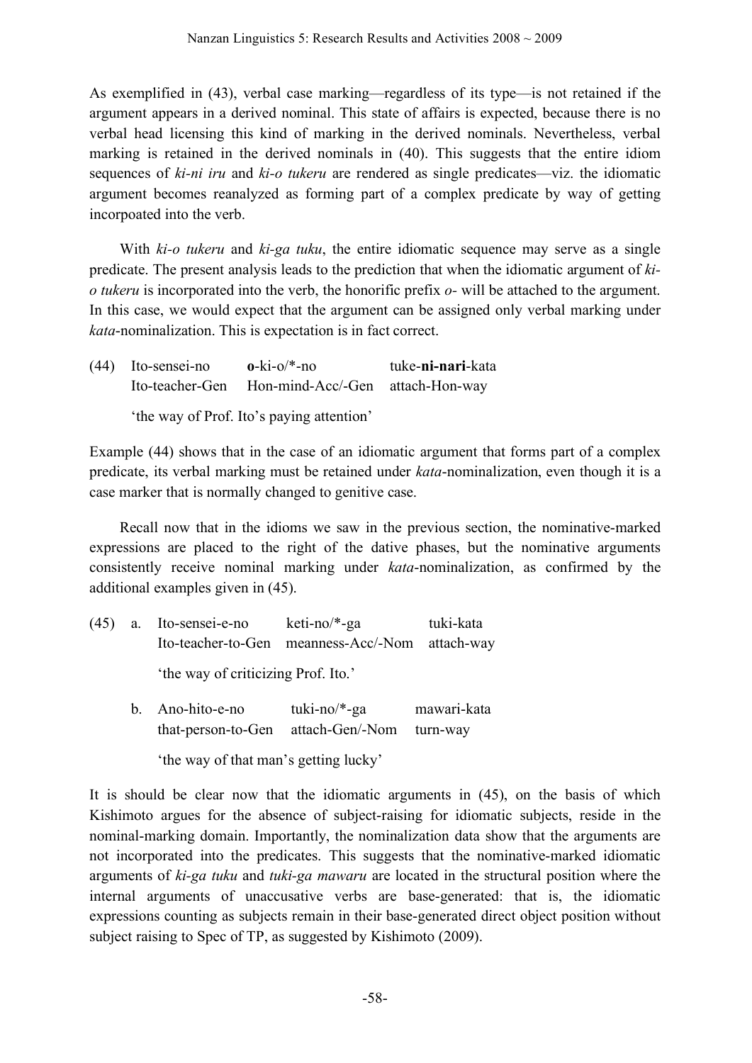As exemplified in (43), verbal case marking—regardless of its type—is not retained if the argument appears in a derived nominal. This state of affairs is expected, because there is no verbal head licensing this kind of marking in the derived nominals. Nevertheless, verbal marking is retained in the derived nominals in (40). This suggests that the entire idiom sequences of *ki-ni iru* and *ki-o tukeru* are rendered as single predicates—viz. the idiomatic argument becomes reanalyzed as forming part of a complex predicate by way of getting incorpoated into the verb.

With *ki-o tukeru* and *ki-ga tuku*, the entire idiomatic sequence may serve as a single predicate. The present analysis leads to the prediction that when the idiomatic argument of *ki-o tukeru* is incorporated into the verb, the honorific prefix *o-* will be attached to the argument. In this case, we would expect that the argument can be assigned only verbal marking under *kata*-nominalization. This is expectation is in fact correct.

(44) Ito-sensei-no &nbsp;&nbsp; **o**-ki-o/*-no &nbsp;&nbsp; tuke-**ni-nari**-kata
&nbsp;&nbsp;&nbsp;&nbsp;&nbsp;&nbsp; Ito-teacher-Gen &nbsp;&nbsp; Hon-mind-Acc/-Gen &nbsp;&nbsp; attach-Hon-way

&nbsp;&nbsp;&nbsp;&nbsp;&nbsp;&nbsp; 'the way of Prof. Ito's paying attention'

Example (44) shows that in the case of an idiomatic argument that forms part of a complex predicate, its verbal marking must be retained under *kata*-nominalization, even though it is a case marker that is normally changed to genitive case.

Recall now that in the idioms we saw in the previous section, the nominative-marked expressions are placed to the right of the dative phases, but the nominative arguments consistently receive nominal marking under *kata*-nominalization, as confirmed by the additional examples given in (45).

(45) a. Ito-sensei-e-no &nbsp;&nbsp; keti-no/*-ga &nbsp;&nbsp; tuki-kata
&nbsp;&nbsp;&nbsp;&nbsp;&nbsp;&nbsp;&nbsp;&nbsp;&nbsp;&nbsp; Ito-teacher-to-Gen &nbsp;&nbsp; meanness-Acc/-Nom &nbsp;&nbsp; attach-way

&nbsp;&nbsp;&nbsp;&nbsp;&nbsp;&nbsp;&nbsp;&nbsp;&nbsp;&nbsp; 'the way of criticizing Prof. Ito.'

&nbsp;&nbsp;&nbsp;&nbsp;&nbsp;&nbsp; b. Ano-hito-e-no &nbsp;&nbsp; tuki-no/*-ga &nbsp;&nbsp; mawari-kata
&nbsp;&nbsp;&nbsp;&nbsp;&nbsp;&nbsp;&nbsp;&nbsp;&nbsp;&nbsp; that-person-to-Gen &nbsp;&nbsp; attach-Gen/-Nom &nbsp;&nbsp; turn-way

&nbsp;&nbsp;&nbsp;&nbsp;&nbsp;&nbsp;&nbsp;&nbsp;&nbsp;&nbsp; 'the way of that man's getting lucky'

It is should be clear now that the idiomatic arguments in (45), on the basis of which Kishimoto argues for the absence of subject-raising for idiomatic subjects, reside in the nominal-marking domain. Importantly, the nominalization data show that the arguments are not incorporated into the predicates. This suggests that the nominative-marked idiomatic arguments of *ki-ga tuku* and *tuki-ga mawaru* are located in the structural position where the internal arguments of unaccusative verbs are base-generated: that is, the idiomatic expressions counting as subjects remain in their base-generated direct object position without subject raising to Spec of TP, as suggested by Kishimoto (2009).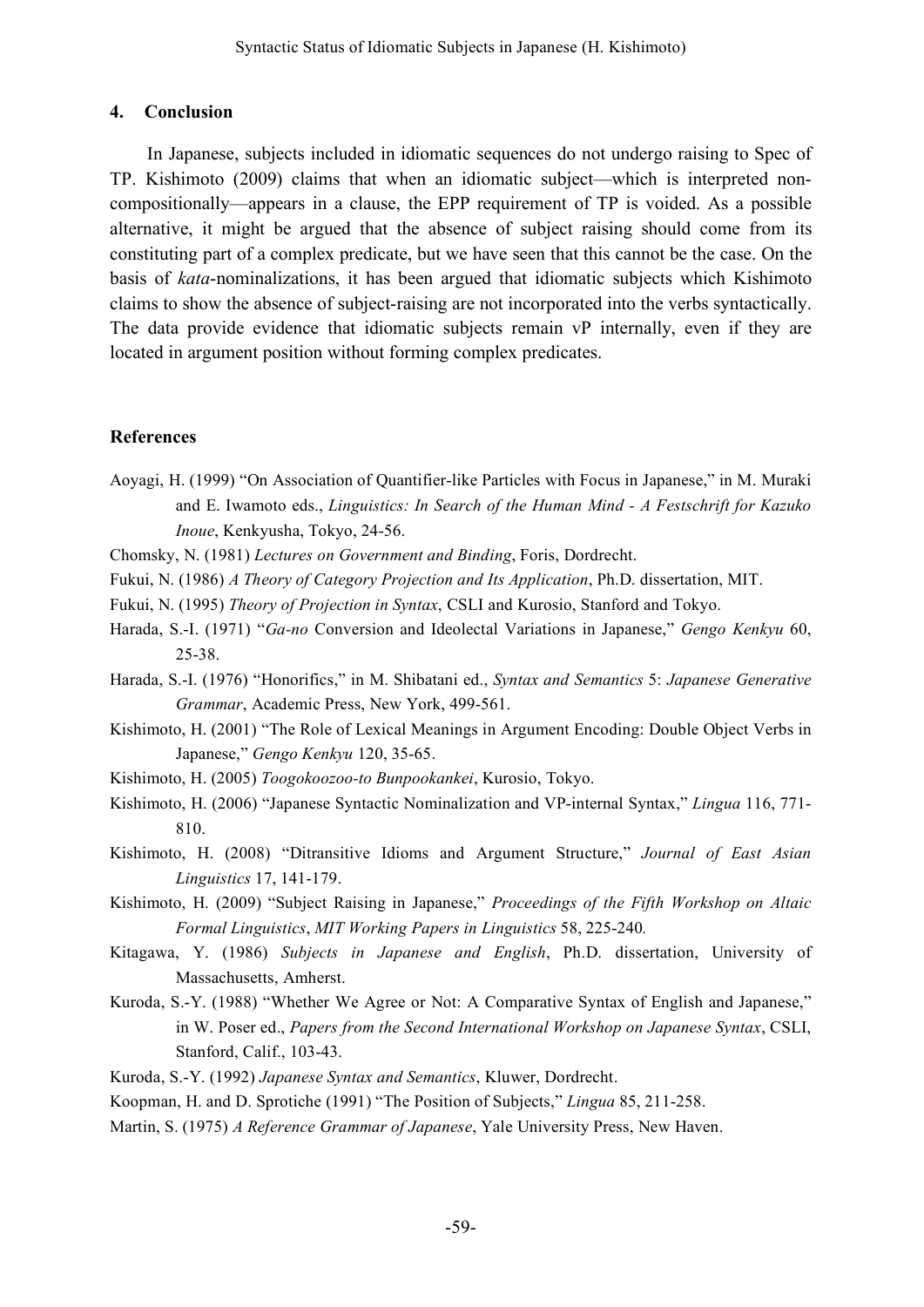## 4. Conclusion

In Japanese, subjects included in idiomatic sequences do not undergo raising to Spec of TP. Kishimoto (2009) claims that when an idiomatic subject—which is interpreted non-compositionally—appears in a clause, the EPP requirement of TP is voided. As a possible alternative, it might be argued that the absence of subject raising should come from its constituting part of a complex predicate, but we have seen that this cannot be the case. On the basis of *kata*-nominalizations, it has been argued that idiomatic subjects which Kishimoto claims to show the absence of subject-raising are not incorporated into the verbs syntactically. The data provide evidence that idiomatic subjects remain vP internally, even if they are located in argument position without forming complex predicates.

## References

Aoyagi, H. (1999) "On Association of Quantifier-like Particles with Focus in Japanese," in M. Muraki and E. Iwamoto eds., *Linguistics: In Search of the Human Mind - A Festschrift for Kazuko Inoue*, Kenkyusha, Tokyo, 24-56.

Chomsky, N. (1981) *Lectures on Government and Binding*, Foris, Dordrecht.

Fukui, N. (1986) *A Theory of Category Projection and Its Application*, Ph.D. dissertation, MIT.

Fukui, N. (1995) *Theory of Projection in Syntax*, CSLI and Kurosio, Stanford and Tokyo.

Harada, S.-I. (1971) "*Ga-no* Conversion and Ideolectal Variations in Japanese," *Gengo Kenkyu* 60, 25-38.

Harada, S.-I. (1976) "Honorifics," in M. Shibatani ed., *Syntax and Semantics* 5: *Japanese Generative Grammar*, Academic Press, New York, 499-561.

Kishimoto, H. (2001) "The Role of Lexical Meanings in Argument Encoding: Double Object Verbs in Japanese," *Gengo Kenkyu* 120, 35-65.

Kishimoto, H. (2005) *Toogokoozoo-to Bunpookankei*, Kurosio, Tokyo.

Kishimoto, H. (2006) "Japanese Syntactic Nominalization and VP-internal Syntax," *Lingua* 116, 771-810.

Kishimoto, H. (2008) "Ditransitive Idioms and Argument Structure," *Journal of East Asian Linguistics* 17, 141-179.

Kishimoto, H. (2009) "Subject Raising in Japanese," *Proceedings of the Fifth Workshop on Altaic Formal Linguistics*, *MIT Working Papers in Linguistics* 58, 225-240.

Kitagawa, Y. (1986) *Subjects in Japanese and English*, Ph.D. dissertation, University of Massachusetts, Amherst.

Kuroda, S.-Y. (1988) "Whether We Agree or Not: A Comparative Syntax of English and Japanese," in W. Poser ed., *Papers from the Second International Workshop on Japanese Syntax*, CSLI, Stanford, Calif., 103-43.

Kuroda, S.-Y. (1992) *Japanese Syntax and Semantics*, Kluwer, Dordrecht.

Koopman, H. and D. Sprotiche (1991) "The Position of Subjects," *Lingua* 85, 211-258.

Martin, S. (1975) *A Reference Grammar of Japanese*, Yale University Press, New Haven.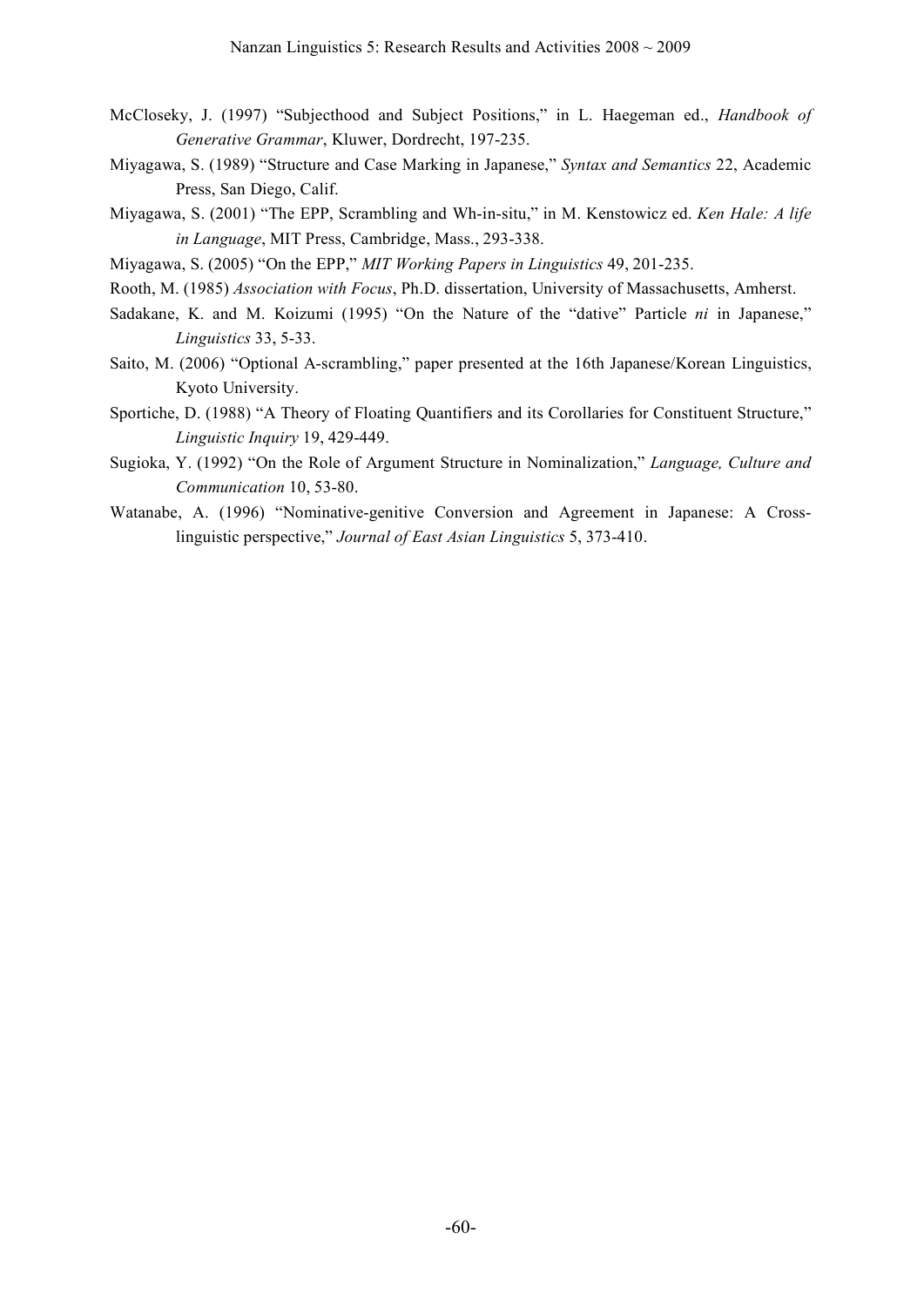McCloseky, J. (1997) "Subjecthood and Subject Positions," in L. Haegeman ed., *Handbook of Generative Grammar*, Kluwer, Dordrecht, 197-235.

Miyagawa, S. (1989) "Structure and Case Marking in Japanese," *Syntax and Semantics* 22, Academic Press, San Diego, Calif.

Miyagawa, S. (2001) "The EPP, Scrambling and Wh-in-situ," in M. Kenstowicz ed. *Ken Hale: A life in Language*, MIT Press, Cambridge, Mass., 293-338.

Miyagawa, S. (2005) "On the EPP," *MIT Working Papers in Linguistics* 49, 201-235.

Rooth, M. (1985) *Association with Focus*, Ph.D. dissertation, University of Massachusetts, Amherst.

Sadakane, K. and M. Koizumi (1995) "On the Nature of the "dative" Particle *ni* in Japanese," *Linguistics* 33, 5-33.

Saito, M. (2006) "Optional A-scrambling," paper presented at the 16th Japanese/Korean Linguistics, Kyoto University.

Sportiche, D. (1988) "A Theory of Floating Quantifiers and its Corollaries for Constituent Structure," *Linguistic Inquiry* 19, 429-449.

Sugioka, Y. (1992) "On the Role of Argument Structure in Nominalization," *Language, Culture and Communication* 10, 53-80.

Watanabe, A. (1996) "Nominative-genitive Conversion and Agreement in Japanese: A Cross-linguistic perspective," *Journal of East Asian Linguistics* 5, 373-410.